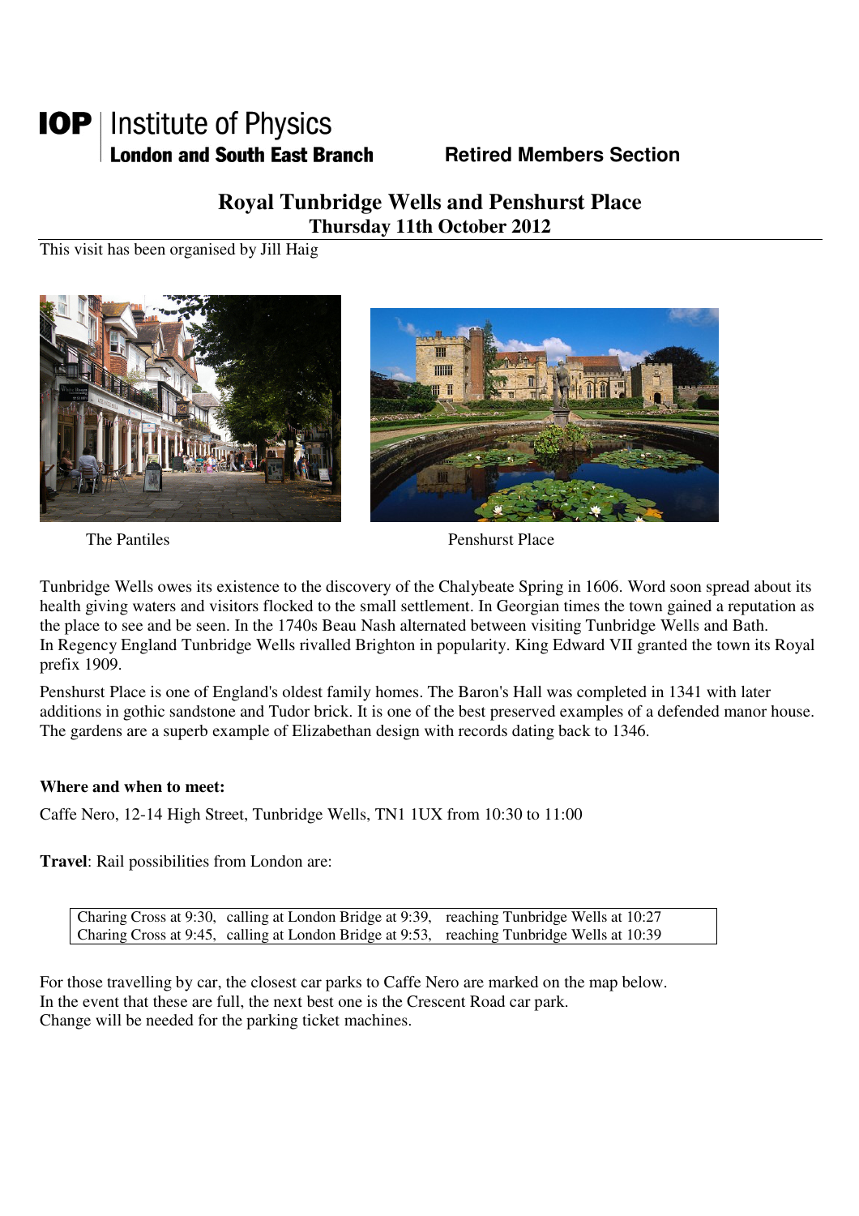**IOP** | Institute of Physics
**London and South East Branch** **Retired Members Section**

# Royal Tunbridge Wells and Penshurst Place

## Thursday 11th October 2012

This visit has been organised by Jill Haig

The Pantiles

Penshurst Place

Tunbridge Wells owes its existence to the discovery of the Chalybeate Spring in 1606. Word soon spread about its health giving waters and visitors flocked to the small settlement. In Georgian times the town gained a reputation as the place to see and be seen. In the 1740s Beau Nash alternated between visiting Tunbridge Wells and Bath. In Regency England Tunbridge Wells rivalled Brighton in popularity. King Edward VII granted the town its Royal prefix 1909.

Penshurst Place is one of England's oldest family homes. The Baron's Hall was completed in 1341 with later additions in gothic sandstone and Tudor brick. It is one of the best preserved examples of a defended manor house. The gardens are a superb example of Elizabethan design with records dating back to 1346.

**Where and when to meet:**

Caffe Nero, 12-14 High Street, Tunbridge Wells, TN1 1UX from 10:30 to 11:00

**Travel**: Rail possibilities from London are:

| | | |
|---|---|---|
| Charing Cross at 9:30, | calling at London Bridge at 9:39, | reaching Tunbridge Wells at 10:27 |
| Charing Cross at 9:45, | calling at London Bridge at 9:53, | reaching Tunbridge Wells at 10:39 |

For those travelling by car, the closest car parks to Caffe Nero are marked on the map below.
In the event that these are full, the next best one is the Crescent Road car park.
Change will be needed for the parking ticket machines.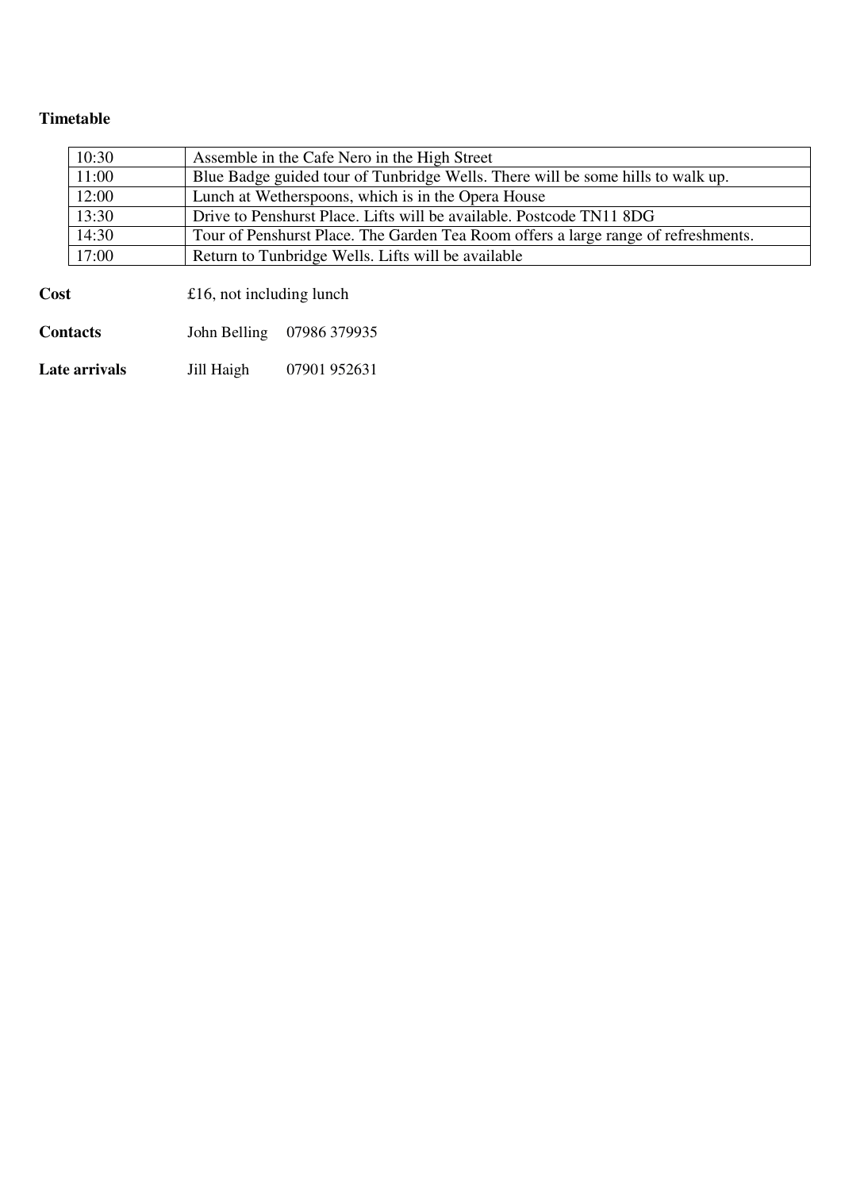**Timetable**

| 10:30 | Assemble in the Cafe Nero in the High Street |
|---|---|
| 11:00 | Blue Badge guided tour of Tunbridge Wells. There will be some hills to walk up. |
| 12:00 | Lunch at Wetherspoons, which is in the Opera House |
| 13:30 | Drive to Penshurst Place. Lifts will be available. Postcode TN11 8DG |
| 14:30 | Tour of Penshurst Place. The Garden Tea Room offers a large range of refreshments. |
| 17:00 | Return to Tunbridge Wells. Lifts will be available |

**Cost** £16, not including lunch

**Contacts** John Belling 07986 379935

**Late arrivals** Jill Haigh 07901 952631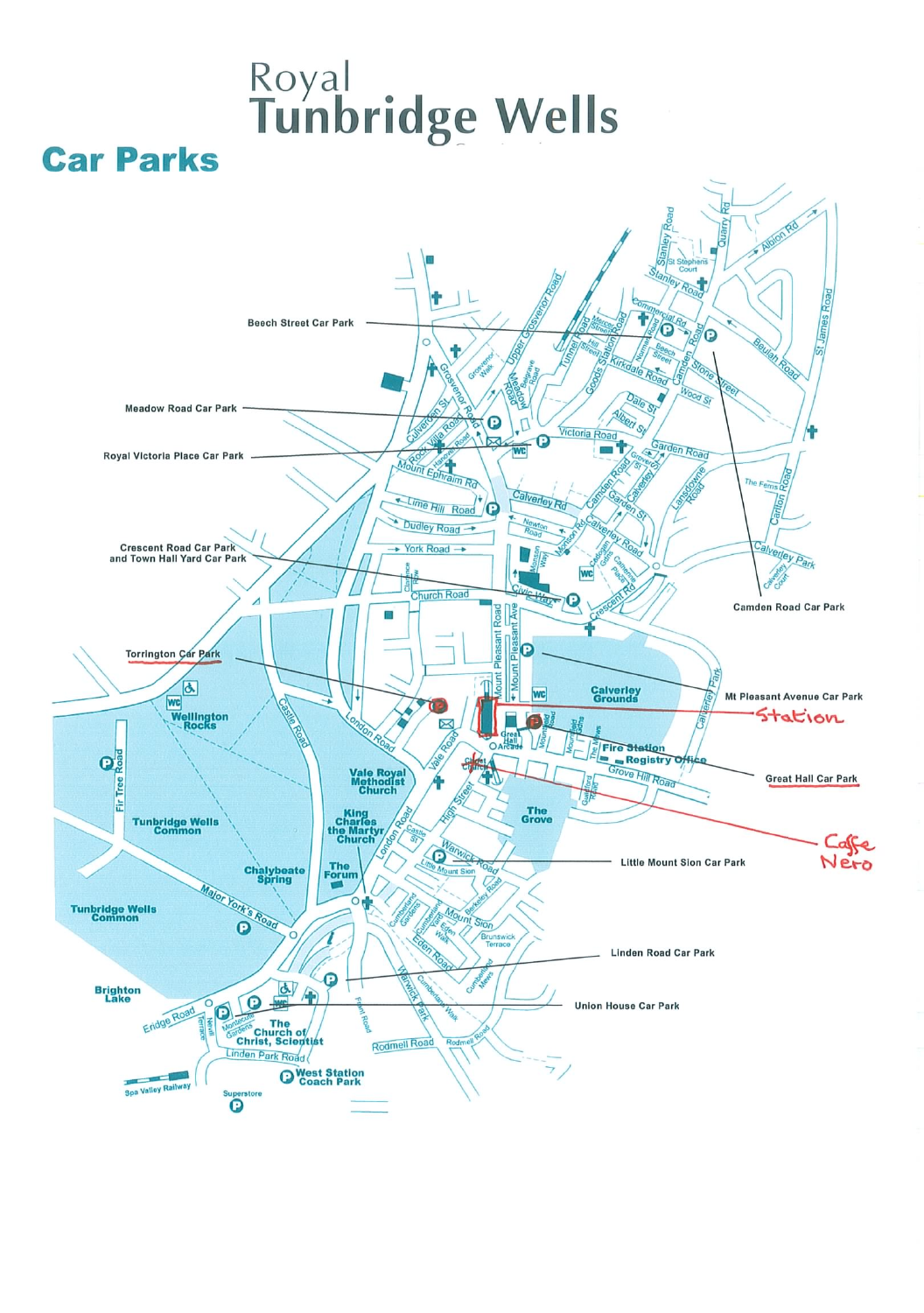# Royal Tunbridge Wells

## Car Parks

Beech Street Car Park

Meadow Road Car Park

Royal Victoria Place Car Park

Crescent Road Car Park and Town Hall Yard Car Park

Torrington Car Park

Camden Road Car Park

Mt Pleasant Avenue Car Park

Station

Great Hall Car Park

Coffee Nero

Little Mount Sion Car Park

Linden Road Car Park

Union House Car Park

Wellington Rocks

Tunbridge Wells Common

Chalybeate Spring

Vale Royal Methodist Church

King Charles the Martyr Church

The Forum

Calverley Grounds

Fire Station

Registry Office

The Grove

Brighton Lake

The Church of Christ, Scientist

West Station Coach Park

Spa Valley Railway

Superstore